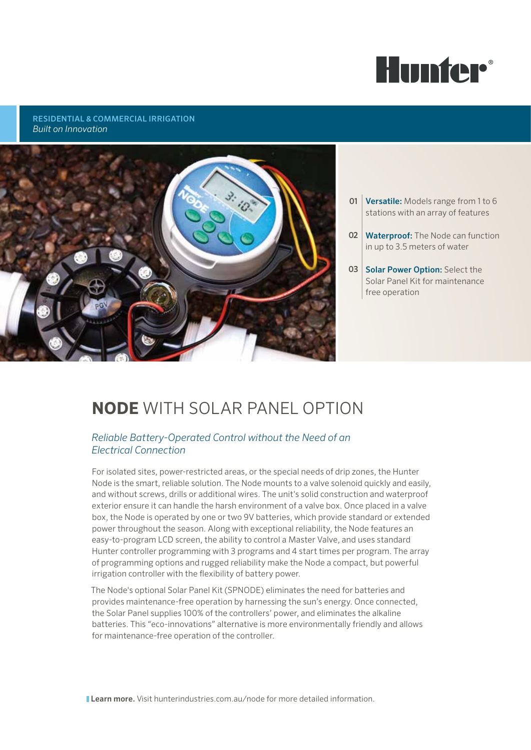Hunter®

**RESIDENTIAL & COMMERCIAL IRRIGATION**
*Built on Innovation*

01 **Versatile:** Models range from 1 to 6 stations with an array of features

02 **Waterproof:** The Node can function in up to 3.5 meters of water

03 **Solar Power Option:** Select the Solar Panel Kit for maintenance free operation

# **NODE** WITH SOLAR PANEL OPTION

*Reliable Battery-Operated Control without the Need of an Electrical Connection*

For isolated sites, power-restricted areas, or the special needs of drip zones, the Hunter Node is the smart, reliable solution. The Node mounts to a valve solenoid quickly and easily, and without screws, drills or additional wires. The unit's solid construction and waterproof exterior ensure it can handle the harsh environment of a valve box. Once placed in a valve box, the Node is operated by one or two 9V batteries, which provide standard or extended power throughout the season. Along with exceptional reliability, the Node features an easy-to-program LCD screen, the ability to control a Master Valve, and uses standard Hunter controller programming with 3 programs and 4 start times per program. The array of programming options and rugged reliability make the Node a compact, but powerful irrigation controller with the flexibility of battery power.

The Node's optional Solar Panel Kit (SPNODE) eliminates the need for batteries and provides maintenance-free operation by harnessing the sun's energy. Once connected, the Solar Panel supplies 100% of the controllers' power, and eliminates the alkaline batteries. This "eco-innovations" alternative is more environmentally friendly and allows for maintenance-free operation of the controller.

**Learn more.** Visit hunterindustries.com.au/node for more detailed information.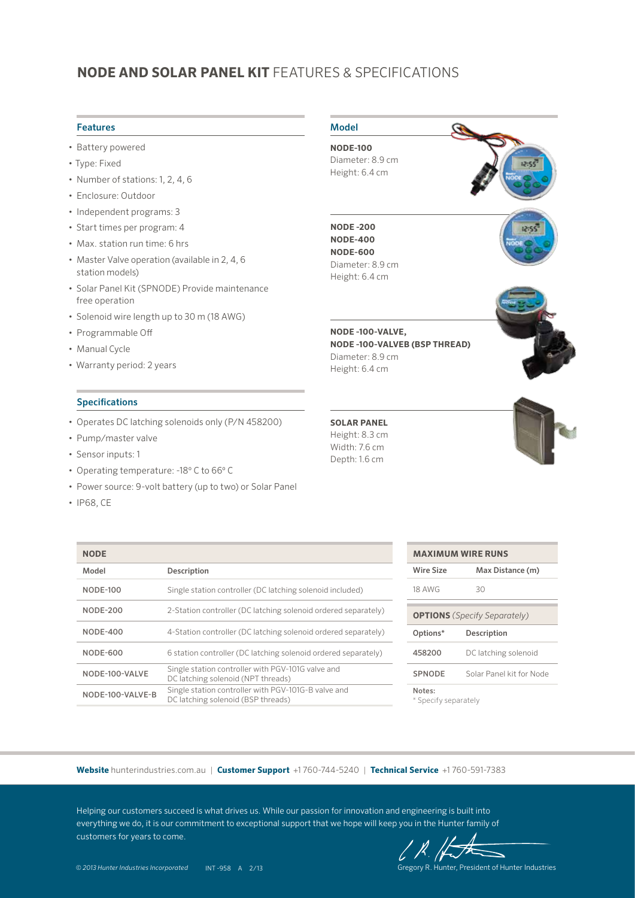# **NODE AND SOLAR PANEL KIT** FEATURES & SPECIFICATIONS

## Features

- Battery powered
- Type: Fixed
- Number of stations: 1, 2, 4, 6
- Enclosure: Outdoor
- Independent programs: 3
- Start times per program: 4
- Max. station run time: 6 hrs
- Master Valve operation (available in 2, 4, 6 station models)
- Solar Panel Kit (SPNODE) Provide maintenance free operation
- Solenoid wire length up to 30 m (18 AWG)
- Programmable Off
- Manual Cycle
- Warranty period: 2 years

## Specifications

- Operates DC latching solenoids only (P/N 458200)
- Pump/master valve
- Sensor inputs: 1
- Operating temperature: -18° C to 66° C
- Power source: 9-volt battery (up to two) or Solar Panel
- IP68, CE

## Model

**NODE-100**
Diameter: 8.9 cm
Height: 6.4 cm

**NODE-200**
**NODE-400**
**NODE-600**
Diameter: 8.9 cm
Height: 6.4 cm

**NODE-100-VALVE,**
**NODE-100-VALVEB (BSP THREAD)**
Diameter: 8.9 cm
Height: 6.4 cm

**SOLAR PANEL**
Height: 8.3 cm
Width: 7.6 cm
Depth: 1.6 cm

**NODE**

| Model | Description |
|---|---|
| NODE-100 | Single station controller (DC latching solenoid included) |
| NODE-200 | 2-Station controller (DC latching solenoid ordered separately) |
| NODE-400 | 4-Station controller (DC latching solenoid ordered separately) |
| NODE-600 | 6 station controller (DC latching solenoid ordered separately) |
| NODE-100-VALVE | Single station controller with PGV-101G valve and DC latching solenoid (NPT threads) |
| NODE-100-VALVE-B | Single station controller with PGV-101G-B valve and DC latching solenoid (BSP threads) |

**MAXIMUM WIRE RUNS**

| Wire Size | Max Distance (m) |
|---|---|
| 18 AWG | 30 |

**OPTIONS** *(Specify Separately)*

| Options* | Description |
|---|---|
| 458200 | DC latching solenoid |
| SPNODE | Solar Panel kit for Node |

Notes:
* Specify separately

**Website** hunterindustries.com.au | **Customer Support** +1 760-744-5240 | **Technical Service** +1 760-591-7383

Helping our customers succeed is what drives us. While our passion for innovation and engineering is built into everything we do, it is our commitment to exceptional support that we hope will keep you in the Hunter family of customers for years to come.

Gregory R. Hunter, President of Hunter Industries

*© 2013 Hunter Industries Incorporated* INT-958 A 2/13